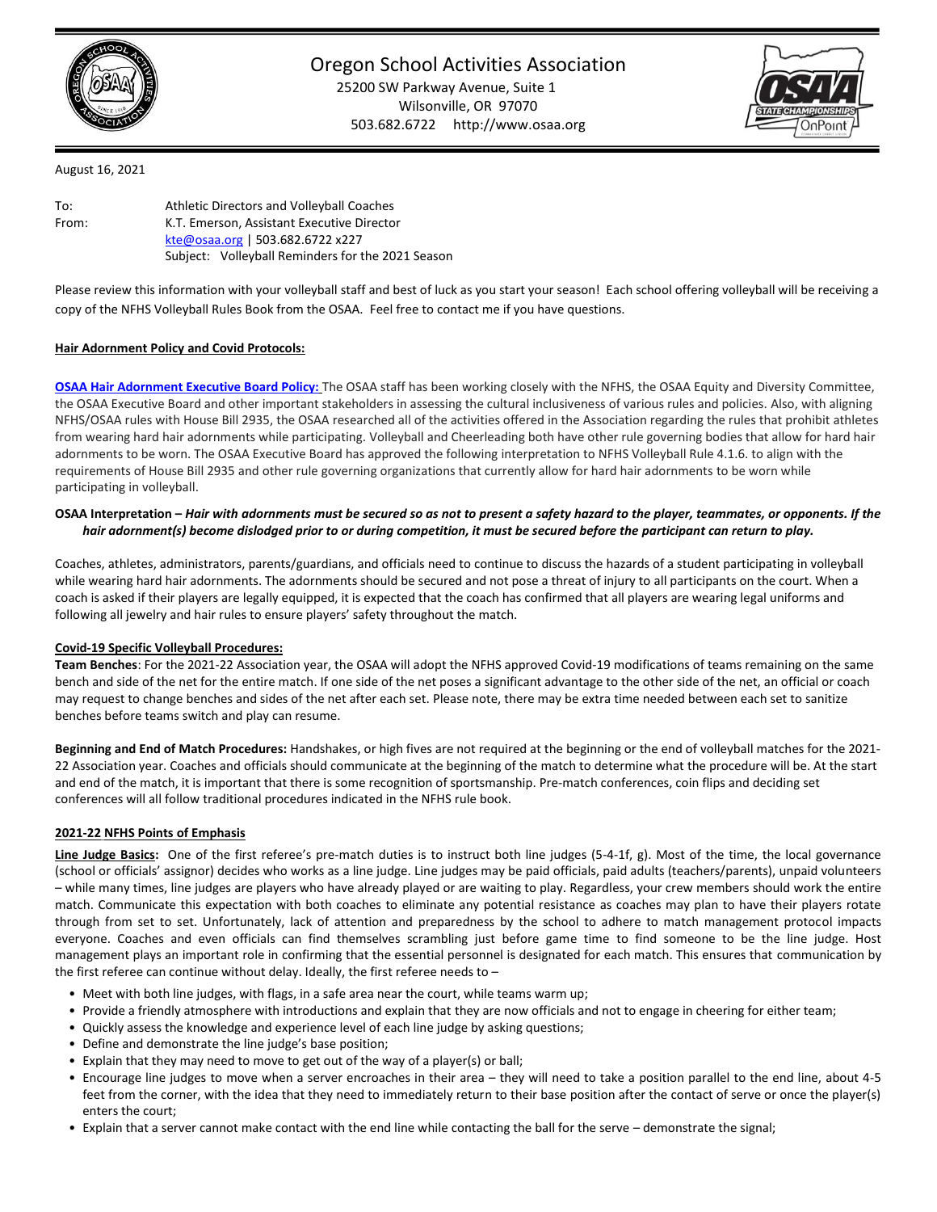# Oregon School Activities Association

25200 SW Parkway Avenue, Suite 1
Wilsonville, OR 97070
503.682.6722 http://www.osaa.org

August 16, 2021

To: Athletic Directors and Volleyball Coaches
From: K.T. Emerson, Assistant Executive Director
kte@osaa.org | 503.682.6722 x227
Subject: Volleyball Reminders for the 2021 Season

Please review this information with your volleyball staff and best of luck as you start your season! Each school offering volleyball will be receiving a copy of the NFHS Volleyball Rules Book from the OSAA. Feel free to contact me if you have questions.

**Hair Adornment Policy and Covid Protocols:**

**OSAA Hair Adornment Executive Board Policy:** The OSAA staff has been working closely with the NFHS, the OSAA Equity and Diversity Committee, the OSAA Executive Board and other important stakeholders in assessing the cultural inclusiveness of various rules and policies. Also, with aligning NFHS/OSAA rules with House Bill 2935, the OSAA researched all of the activities offered in the Association regarding the rules that prohibit athletes from wearing hard hair adornments while participating. Volleyball and Cheerleading both have other rule governing bodies that allow for hard hair adornments to be worn. The OSAA Executive Board has approved the following interpretation to NFHS Volleyball Rule 4.1.6. to align with the requirements of House Bill 2935 and other rule governing organizations that currently allow for hard hair adornments to be worn while participating in volleyball.

**OSAA Interpretation –** ***Hair with adornments must be secured so as not to present a safety hazard to the player, teammates, or opponents. If the hair adornment(s) become dislodged prior to or during competition, it must be secured before the participant can return to play.***

Coaches, athletes, administrators, parents/guardians, and officials need to continue to discuss the hazards of a student participating in volleyball while wearing hard hair adornments. The adornments should be secured and not pose a threat of injury to all participants on the court. When a coach is asked if their players are legally equipped, it is expected that the coach has confirmed that all players are wearing legal uniforms and following all jewelry and hair rules to ensure players' safety throughout the match.

**Covid-19 Specific Volleyball Procedures:**

**Team Benches**: For the 2021-22 Association year, the OSAA will adopt the NFHS approved Covid-19 modifications of teams remaining on the same bench and side of the net for the entire match. If one side of the net poses a significant advantage to the other side of the net, an official or coach may request to change benches and sides of the net after each set. Please note, there may be extra time needed between each set to sanitize benches before teams switch and play can resume.

**Beginning and End of Match Procedures:** Handshakes, or high fives are not required at the beginning or the end of volleyball matches for the 2021-22 Association year. Coaches and officials should communicate at the beginning of the match to determine what the procedure will be. At the start and end of the match, it is important that there is some recognition of sportsmanship. Pre-match conferences, coin flips and deciding set conferences will all follow traditional procedures indicated in the NFHS rule book.

**2021-22 NFHS Points of Emphasis**

**Line Judge Basics:** One of the first referee's pre-match duties is to instruct both line judges (5-4-1f, g). Most of the time, the local governance (school or officials' assignor) decides who works as a line judge. Line judges may be paid officials, paid adults (teachers/parents), unpaid volunteers – while many times, line judges are players who have already played or are waiting to play. Regardless, your crew members should work the entire match. Communicate this expectation with both coaches to eliminate any potential resistance as coaches may plan to have their players rotate through from set to set. Unfortunately, lack of attention and preparedness by the school to adhere to match management protocol impacts everyone. Coaches and even officials can find themselves scrambling just before game time to find someone to be the line judge. Host management plays an important role in confirming that the essential personnel is designated for each match. This ensures that communication by the first referee can continue without delay. Ideally, the first referee needs to –

- Meet with both line judges, with flags, in a safe area near the court, while teams warm up;
- Provide a friendly atmosphere with introductions and explain that they are now officials and not to engage in cheering for either team;
- Quickly assess the knowledge and experience level of each line judge by asking questions;
- Define and demonstrate the line judge's base position;
- Explain that they may need to move to get out of the way of a player(s) or ball;
- Encourage line judges to move when a server encroaches in their area – they will need to take a position parallel to the end line, about 4-5 feet from the corner, with the idea that they need to immediately return to their base position after the contact of serve or once the player(s) enters the court;
- Explain that a server cannot make contact with the end line while contacting the ball for the serve – demonstrate the signal;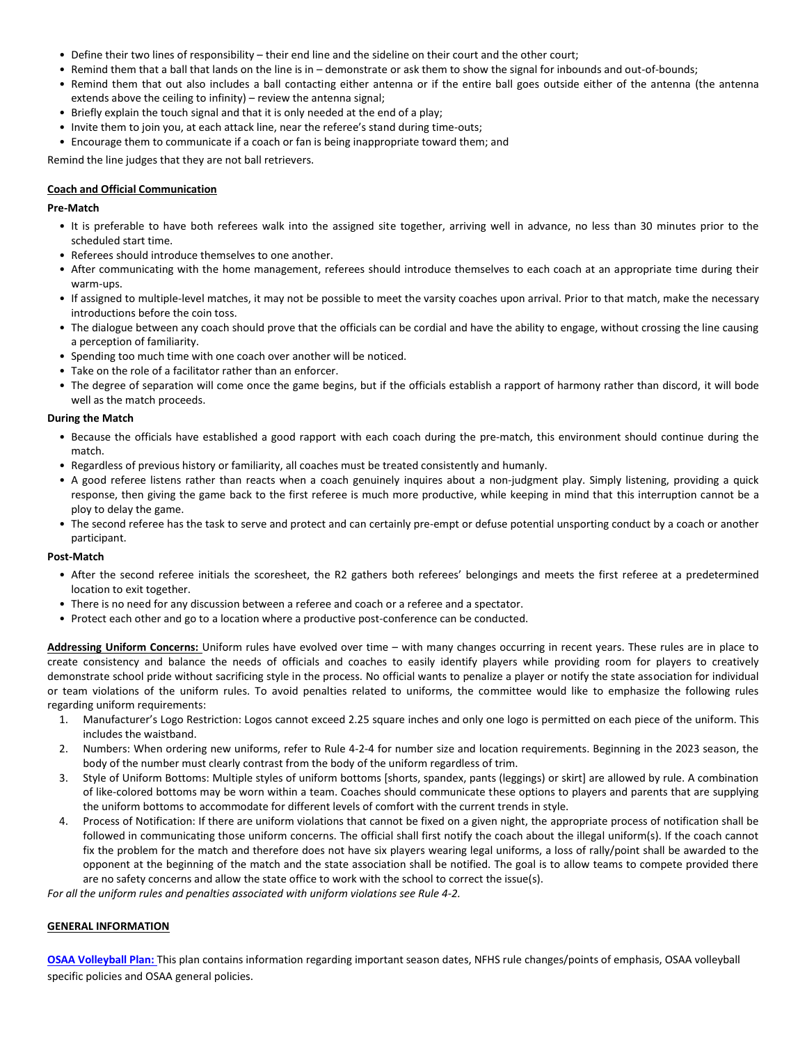- Define their two lines of responsibility – their end line and the sideline on their court and the other court;
- Remind them that a ball that lands on the line is in – demonstrate or ask them to show the signal for inbounds and out-of-bounds;
- Remind them that out also includes a ball contacting either antenna or if the entire ball goes outside either of the antenna (the antenna extends above the ceiling to infinity) – review the antenna signal;
- Briefly explain the touch signal and that it is only needed at the end of a play;
- Invite them to join you, at each attack line, near the referee's stand during time-outs;
- Encourage them to communicate if a coach or fan is being inappropriate toward them; and

Remind the line judges that they are not ball retrievers.

**Coach and Official Communication**

**Pre-Match**

- It is preferable to have both referees walk into the assigned site together, arriving well in advance, no less than 30 minutes prior to the scheduled start time.
- Referees should introduce themselves to one another.
- After communicating with the home management, referees should introduce themselves to each coach at an appropriate time during their warm-ups.
- If assigned to multiple-level matches, it may not be possible to meet the varsity coaches upon arrival. Prior to that match, make the necessary introductions before the coin toss.
- The dialogue between any coach should prove that the officials can be cordial and have the ability to engage, without crossing the line causing a perception of familiarity.
- Spending too much time with one coach over another will be noticed.
- Take on the role of a facilitator rather than an enforcer.
- The degree of separation will come once the game begins, but if the officials establish a rapport of harmony rather than discord, it will bode well as the match proceeds.

**During the Match**

- Because the officials have established a good rapport with each coach during the pre-match, this environment should continue during the match.
- Regardless of previous history or familiarity, all coaches must be treated consistently and humanly.
- A good referee listens rather than reacts when a coach genuinely inquires about a non-judgment play. Simply listening, providing a quick response, then giving the game back to the first referee is much more productive, while keeping in mind that this interruption cannot be a ploy to delay the game.
- The second referee has the task to serve and protect and can certainly pre-empt or defuse potential unsporting conduct by a coach or another participant.

**Post-Match**

- After the second referee initials the scoresheet, the R2 gathers both referees' belongings and meets the first referee at a predetermined location to exit together.
- There is no need for any discussion between a referee and coach or a referee and a spectator.
- Protect each other and go to a location where a productive post-conference can be conducted.

**Addressing Uniform Concerns:** Uniform rules have evolved over time – with many changes occurring in recent years. These rules are in place to create consistency and balance the needs of officials and coaches to easily identify players while providing room for players to creatively demonstrate school pride without sacrificing style in the process. No official wants to penalize a player or notify the state association for individual or team violations of the uniform rules. To avoid penalties related to uniforms, the committee would like to emphasize the following rules regarding uniform requirements:

1. Manufacturer's Logo Restriction: Logos cannot exceed 2.25 square inches and only one logo is permitted on each piece of the uniform. This includes the waistband.
2. Numbers: When ordering new uniforms, refer to Rule 4-2-4 for number size and location requirements. Beginning in the 2023 season, the body of the number must clearly contrast from the body of the uniform regardless of trim.
3. Style of Uniform Bottoms: Multiple styles of uniform bottoms [shorts, spandex, pants (leggings) or skirt] are allowed by rule. A combination of like-colored bottoms may be worn within a team. Coaches should communicate these options to players and parents that are supplying the uniform bottoms to accommodate for different levels of comfort with the current trends in style.
4. Process of Notification: If there are uniform violations that cannot be fixed on a given night, the appropriate process of notification shall be followed in communicating those uniform concerns. The official shall first notify the coach about the illegal uniform(s). If the coach cannot fix the problem for the match and therefore does not have six players wearing legal uniforms, a loss of rally/point shall be awarded to the opponent at the beginning of the match and the state association shall be notified. The goal is to allow teams to compete provided there are no safety concerns and allow the state office to work with the school to correct the issue(s).

*For all the uniform rules and penalties associated with uniform violations see Rule 4-2.*

**GENERAL INFORMATION**

**OSAA Volleyball Plan:** This plan contains information regarding important season dates, NFHS rule changes/points of emphasis, OSAA volleyball specific policies and OSAA general policies.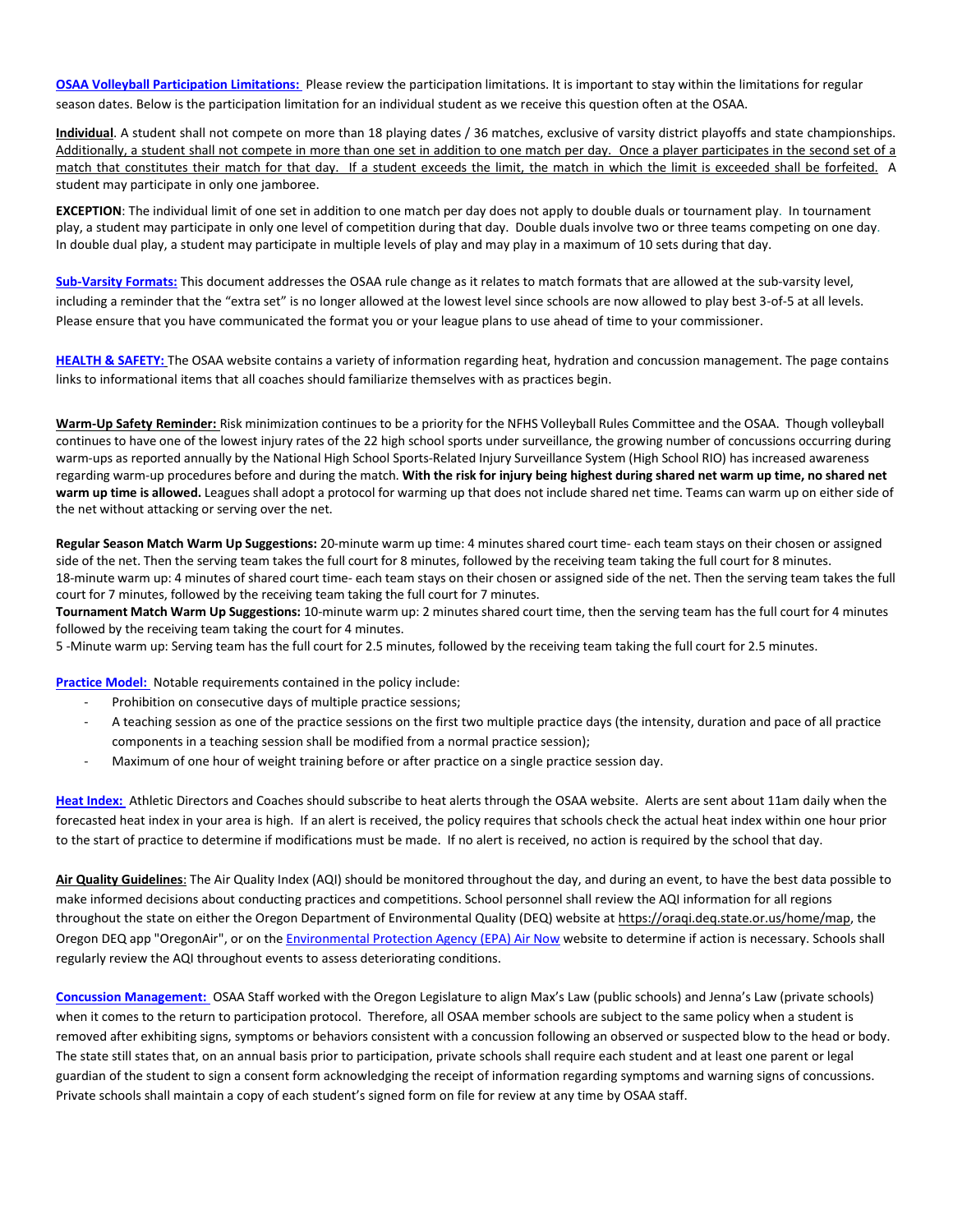**OSAA Volleyball Participation Limitations:** Please review the participation limitations. It is important to stay within the limitations for regular season dates. Below is the participation limitation for an individual student as we receive this question often at the OSAA.

**Individual**. A student shall not compete on more than 18 playing dates / 36 matches, exclusive of varsity district playoffs and state championships. Additionally, a student shall not compete in more than one set in addition to one match per day. Once a player participates in the second set of a match that constitutes their match for that day. If a student exceeds the limit, the match in which the limit is exceeded shall be forfeited. A student may participate in only one jamboree.

**EXCEPTION**: The individual limit of one set in addition to one match per day does not apply to double duals or tournament play. In tournament play, a student may participate in only one level of competition during that day. Double duals involve two or three teams competing on one day. In double dual play, a student may participate in multiple levels of play and may play in a maximum of 10 sets during that day.

**Sub-Varsity Formats:** This document addresses the OSAA rule change as it relates to match formats that are allowed at the sub-varsity level, including a reminder that the "extra set" is no longer allowed at the lowest level since schools are now allowed to play best 3-of-5 at all levels. Please ensure that you have communicated the format you or your league plans to use ahead of time to your commissioner.

**HEALTH & SAFETY:** The OSAA website contains a variety of information regarding heat, hydration and concussion management. The page contains links to informational items that all coaches should familiarize themselves with as practices begin.

**Warm-Up Safety Reminder:** Risk minimization continues to be a priority for the NFHS Volleyball Rules Committee and the OSAA. Though volleyball continues to have one of the lowest injury rates of the 22 high school sports under surveillance, the growing number of concussions occurring during warm-ups as reported annually by the National High School Sports-Related Injury Surveillance System (High School RIO) has increased awareness regarding warm-up procedures before and during the match. **With the risk for injury being highest during shared net warm up time, no shared net warm up time is allowed.** Leagues shall adopt a protocol for warming up that does not include shared net time. Teams can warm up on either side of the net without attacking or serving over the net.

**Regular Season Match Warm Up Suggestions:** 20-minute warm up time: 4 minutes shared court time- each team stays on their chosen or assigned side of the net. Then the serving team takes the full court for 8 minutes, followed by the receiving team taking the full court for 8 minutes. 18-minute warm up: 4 minutes of shared court time- each team stays on their chosen or assigned side of the net. Then the serving team takes the full court for 7 minutes, followed by the receiving team taking the full court for 7 minutes.

**Tournament Match Warm Up Suggestions:** 10-minute warm up: 2 minutes shared court time, then the serving team has the full court for 4 minutes followed by the receiving team taking the court for 4 minutes.

5 -Minute warm up: Serving team has the full court for 2.5 minutes, followed by the receiving team taking the full court for 2.5 minutes.

**Practice Model:** Notable requirements contained in the policy include:

- Prohibition on consecutive days of multiple practice sessions;
- A teaching session as one of the practice sessions on the first two multiple practice days (the intensity, duration and pace of all practice components in a teaching session shall be modified from a normal practice session);
- Maximum of one hour of weight training before or after practice on a single practice session day.

**Heat Index:** Athletic Directors and Coaches should subscribe to heat alerts through the OSAA website. Alerts are sent about 11am daily when the forecasted heat index in your area is high. If an alert is received, the policy requires that schools check the actual heat index within one hour prior to the start of practice to determine if modifications must be made. If no alert is received, no action is required by the school that day.

**Air Quality Guidelines**: The Air Quality Index (AQI) should be monitored throughout the day, and during an event, to have the best data possible to make informed decisions about conducting practices and competitions. School personnel shall review the AQI information for all regions throughout the state on either the Oregon Department of Environmental Quality (DEQ) website at https://oraqi.deq.state.or.us/home/map, the Oregon DEQ app "OregonAir", or on the Environmental Protection Agency (EPA) Air Now website to determine if action is necessary. Schools shall regularly review the AQI throughout events to assess deteriorating conditions.

**Concussion Management:** OSAA Staff worked with the Oregon Legislature to align Max's Law (public schools) and Jenna's Law (private schools) when it comes to the return to participation protocol. Therefore, all OSAA member schools are subject to the same policy when a student is removed after exhibiting signs, symptoms or behaviors consistent with a concussion following an observed or suspected blow to the head or body. The state still states that, on an annual basis prior to participation, private schools shall require each student and at least one parent or legal guardian of the student to sign a consent form acknowledging the receipt of information regarding symptoms and warning signs of concussions. Private schools shall maintain a copy of each student's signed form on file for review at any time by OSAA staff.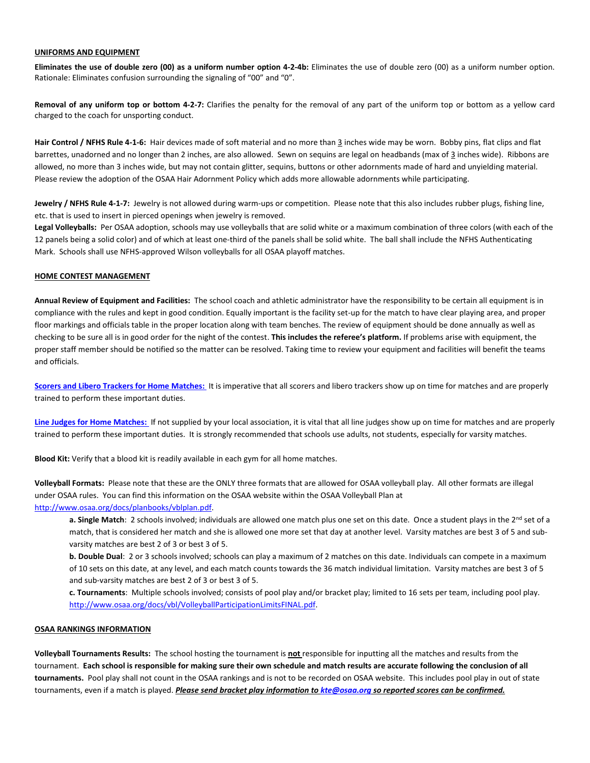## UNIFORMS AND EQUIPMENT

**Eliminates the use of double zero (00) as a uniform number option 4-2-4b:** Eliminates the use of double zero (00) as a uniform number option. Rationale: Eliminates confusion surrounding the signaling of "00" and "0".

**Removal of any uniform top or bottom 4-2-7:** Clarifies the penalty for the removal of any part of the uniform top or bottom as a yellow card charged to the coach for unsporting conduct.

**Hair Control / NFHS Rule 4-1-6:** Hair devices made of soft material and no more than 3 inches wide may be worn. Bobby pins, flat clips and flat barrettes, unadorned and no longer than 2 inches, are also allowed. Sewn on sequins are legal on headbands (max of 3 inches wide). Ribbons are allowed, no more than 3 inches wide, but may not contain glitter, sequins, buttons or other adornments made of hard and unyielding material. Please review the adoption of the OSAA Hair Adornment Policy which adds more allowable adornments while participating.

**Jewelry / NFHS Rule 4-1-7:** Jewelry is not allowed during warm-ups or competition. Please note that this also includes rubber plugs, fishing line, etc. that is used to insert in pierced openings when jewelry is removed.

**Legal Volleyballs:** Per OSAA adoption, schools may use volleyballs that are solid white or a maximum combination of three colors (with each of the 12 panels being a solid color) and of which at least one-third of the panels shall be solid white. The ball shall include the NFHS Authenticating Mark. Schools shall use NFHS-approved Wilson volleyballs for all OSAA playoff matches.

## HOME CONTEST MANAGEMENT

**Annual Review of Equipment and Facilities:** The school coach and athletic administrator have the responsibility to be certain all equipment is in compliance with the rules and kept in good condition. Equally important is the facility set-up for the match to have clear playing area, and proper floor markings and officials table in the proper location along with team benches. The review of equipment should be done annually as well as checking to be sure all is in good order for the night of the contest. **This includes the referee's platform.** If problems arise with equipment, the proper staff member should be notified so the matter can be resolved. Taking time to review your equipment and facilities will benefit the teams and officials.

**Scorers and Libero Trackers for Home Matches:** It is imperative that all scorers and libero trackers show up on time for matches and are properly trained to perform these important duties.

**Line Judges for Home Matches:** If not supplied by your local association, it is vital that all line judges show up on time for matches and are properly trained to perform these important duties. It is strongly recommended that schools use adults, not students, especially for varsity matches.

**Blood Kit:** Verify that a blood kit is readily available in each gym for all home matches.

**Volleyball Formats:** Please note that these are the ONLY three formats that are allowed for OSAA volleyball play. All other formats are illegal under OSAA rules. You can find this information on the OSAA website within the OSAA Volleyball Plan at http://www.osaa.org/docs/planbooks/vblplan.pdf.

> **a. Single Match**: 2 schools involved; individuals are allowed one match plus one set on this date. Once a student plays in the 2nd set of a match, that is considered her match and she is allowed one more set that day at another level. Varsity matches are best 3 of 5 and sub-varsity matches are best 2 of 3 or best 3 of 5.
>
> **b. Double Dual**: 2 or 3 schools involved; schools can play a maximum of 2 matches on this date. Individuals can compete in a maximum of 10 sets on this date, at any level, and each match counts towards the 36 match individual limitation. Varsity matches are best 3 of 5 and sub-varsity matches are best 2 of 3 or best 3 of 5.
>
> **c. Tournaments**: Multiple schools involved; consists of pool play and/or bracket play; limited to 16 sets per team, including pool play. http://www.osaa.org/docs/vbl/VolleyballParticipationLimitsFINAL.pdf.

## OSAA RANKINGS INFORMATION

**Volleyball Tournaments Results:** The school hosting the tournament is **not** responsible for inputting all the matches and results from the tournament. **Each school is responsible for making sure their own schedule and match results are accurate following the conclusion of all tournaments.** Pool play shall not count in the OSAA rankings and is not to be recorded on OSAA website. This includes pool play in out of state tournaments, even if a match is played. ***Please send bracket play information to kte@osaa.org so reported scores can be confirmed.***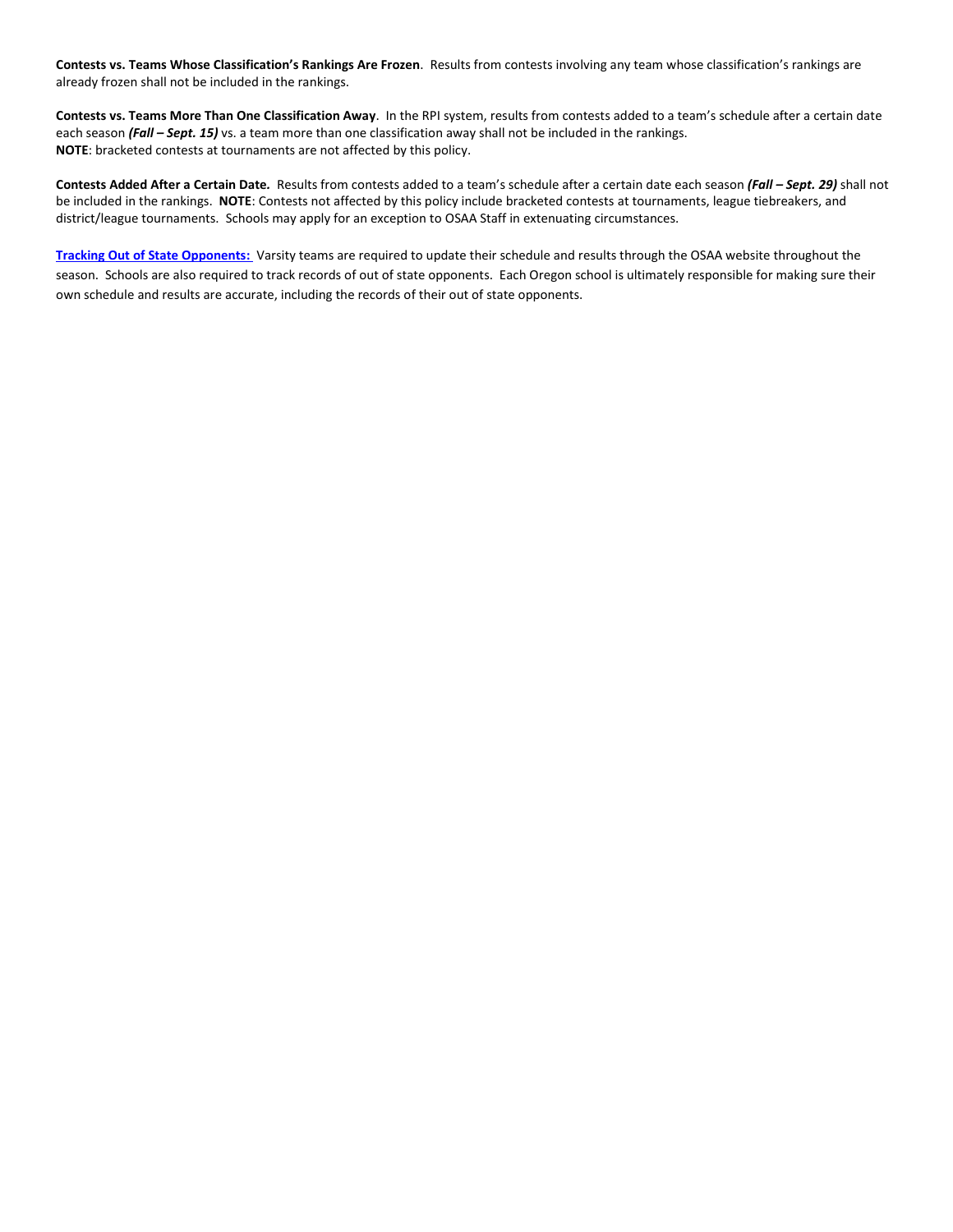**Contests vs. Teams Whose Classification's Rankings Are Frozen**. Results from contests involving any team whose classification's rankings are already frozen shall not be included in the rankings.

**Contests vs. Teams More Than One Classification Away**. In the RPI system, results from contests added to a team's schedule after a certain date each season ***(Fall – Sept. 15)*** vs. a team more than one classification away shall not be included in the rankings.
**NOTE**: bracketed contests at tournaments are not affected by this policy.

***Contests Added After a Certain Date.*** Results from contests added to a team's schedule after a certain date each season ***(Fall – Sept. 29)*** shall not be included in the rankings. **NOTE**: Contests not affected by this policy include bracketed contests at tournaments, league tiebreakers, and district/league tournaments. Schools may apply for an exception to OSAA Staff in extenuating circumstances.

**Tracking Out of State Opponents:** Varsity teams are required to update their schedule and results through the OSAA website throughout the season. Schools are also required to track records of out of state opponents. Each Oregon school is ultimately responsible for making sure their own schedule and results are accurate, including the records of their out of state opponents.